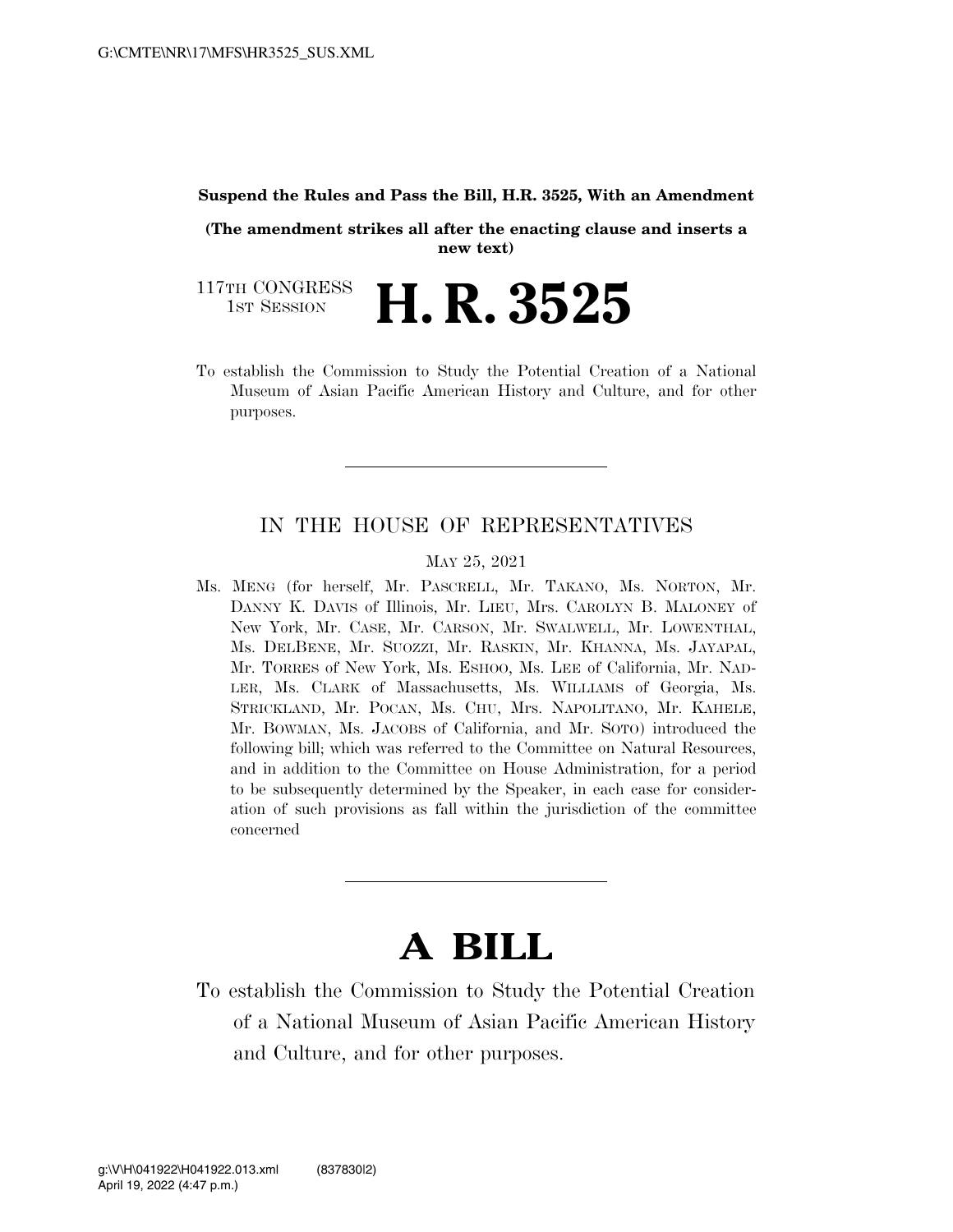**Suspend the Rules and Pass the Bill, H.R. 3525, With an Amendment**

**(The amendment strikes all after the enacting clause and inserts a new text)**

117TH CONGRESS
1ST SESSION

# H. R. 3525

To establish the Commission to Study the Potential Creation of a National Museum of Asian Pacific American History and Culture, and for other purposes.

---

IN THE HOUSE OF REPRESENTATIVES

MAY 25, 2021

Ms. MENG (for herself, Mr. PASCRELL, Mr. TAKANO, Ms. NORTON, Mr. DANNY K. DAVIS of Illinois, Mr. LIEU, Mrs. CAROLYN B. MALONEY of New York, Mr. CASE, Mr. CARSON, Mr. SWALWELL, Mr. LOWENTHAL, Ms. DELBENE, Mr. SUOZZI, Mr. RASKIN, Mr. KHANNA, Ms. JAYAPAL, Mr. TORRES of New York, Ms. ESHOO, Ms. LEE of California, Mr. NADLER, Ms. CLARK of Massachusetts, Ms. WILLIAMS of Georgia, Ms. STRICKLAND, Mr. POCAN, Ms. CHU, Mrs. NAPOLITANO, Mr. KAHELE, Mr. BOWMAN, Ms. JACOBS of California, and Mr. SOTO) introduced the following bill; which was referred to the Committee on Natural Resources, and in addition to the Committee on House Administration, for a period to be subsequently determined by the Speaker, in each case for consideration of such provisions as fall within the jurisdiction of the committee concerned

---

# A BILL

To establish the Commission to Study the Potential Creation of a National Museum of Asian Pacific American History and Culture, and for other purposes.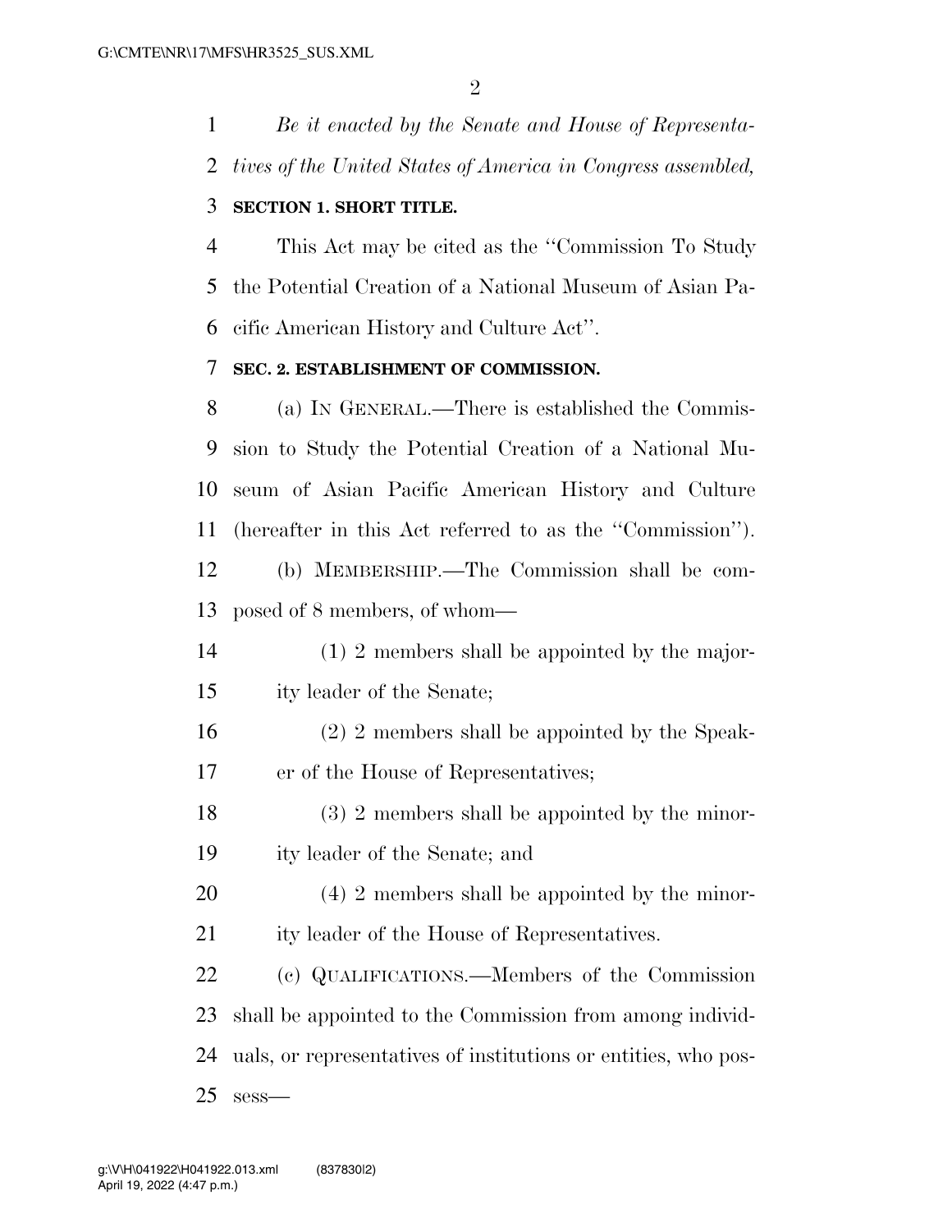*Be it enacted by the Senate and House of Representatives of the United States of America in Congress assembled,*

## SECTION 1. SHORT TITLE.

This Act may be cited as the "Commission To Study the Potential Creation of a National Museum of Asian Pacific American History and Culture Act".

## SEC. 2. ESTABLISHMENT OF COMMISSION.

(a) IN GENERAL.—There is established the Commission to Study the Potential Creation of a National Museum of Asian Pacific American History and Culture (hereafter in this Act referred to as the "Commission").

(b) MEMBERSHIP.—The Commission shall be composed of 8 members, of whom—

(1) 2 members shall be appointed by the majority leader of the Senate;

(2) 2 members shall be appointed by the Speaker of the House of Representatives;

(3) 2 members shall be appointed by the minority leader of the Senate; and

(4) 2 members shall be appointed by the minority leader of the House of Representatives.

(c) QUALIFICATIONS.—Members of the Commission shall be appointed to the Commission from among individuals, or representatives of institutions or entities, who possess—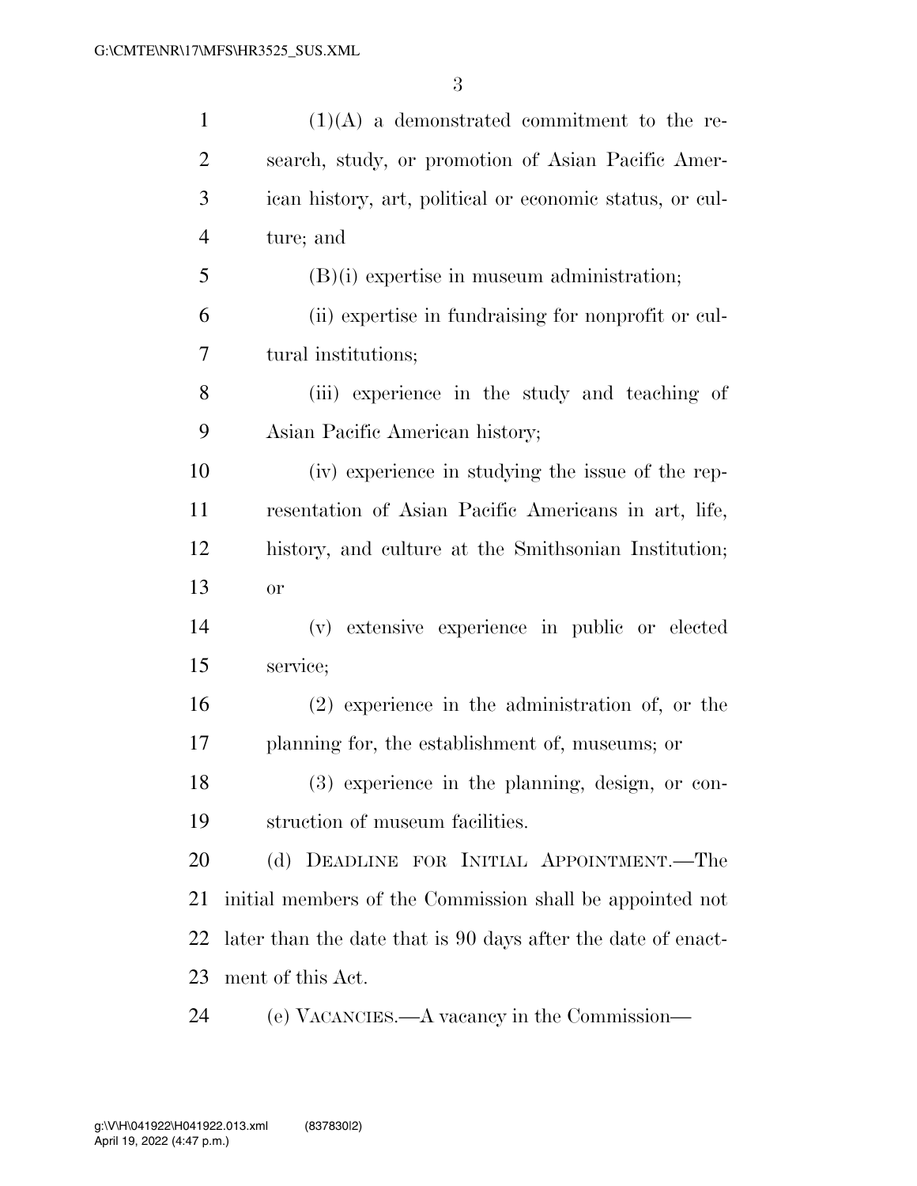(1)(A) a demonstrated commitment to the research, study, or promotion of Asian Pacific American history, art, political or economic status, or culture; and

(B)(i) expertise in museum administration;

(ii) expertise in fundraising for nonprofit or cultural institutions;

(iii) experience in the study and teaching of Asian Pacific American history;

(iv) experience in studying the issue of the representation of Asian Pacific Americans in art, life, history, and culture at the Smithsonian Institution; or

(v) extensive experience in public or elected service;

(2) experience in the administration of, or the planning for, the establishment of, museums; or

(3) experience in the planning, design, or construction of museum facilities.

(d) DEADLINE FOR INITIAL APPOINTMENT.—The initial members of the Commission shall be appointed not later than the date that is 90 days after the date of enactment of this Act.

(e) VACANCIES.—A vacancy in the Commission—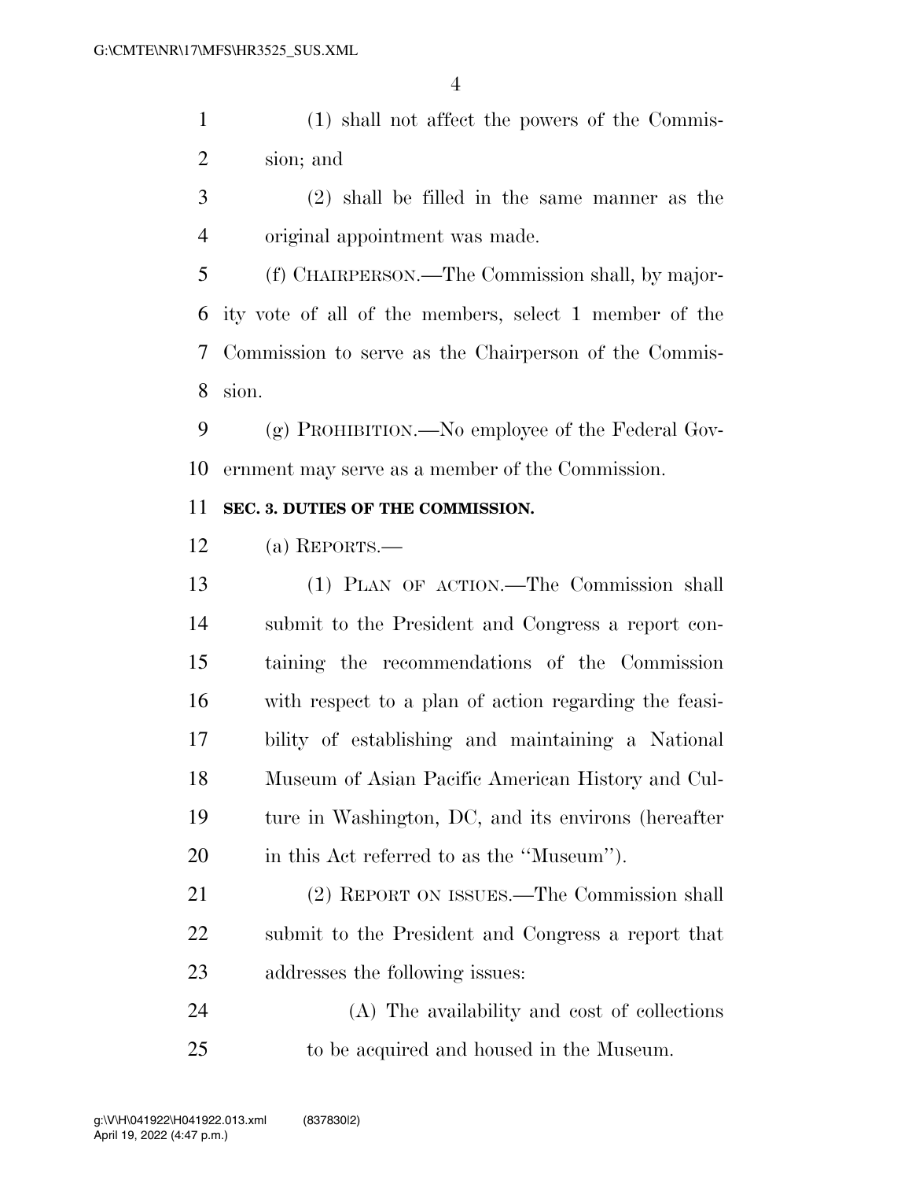(1) shall not affect the powers of the Commission; and

(2) shall be filled in the same manner as the original appointment was made.

(f) CHAIRPERSON.—The Commission shall, by majority vote of all of the members, select 1 member of the Commission to serve as the Chairperson of the Commission.

(g) PROHIBITION.—No employee of the Federal Government may serve as a member of the Commission.

**SEC. 3. DUTIES OF THE COMMISSION.**

(a) REPORTS.—

(1) PLAN OF ACTION.—The Commission shall submit to the President and Congress a report containing the recommendations of the Commission with respect to a plan of action regarding the feasibility of establishing and maintaining a National Museum of Asian Pacific American History and Culture in Washington, DC, and its environs (hereafter in this Act referred to as the ''Museum'').

(2) REPORT ON ISSUES.—The Commission shall submit to the President and Congress a report that addresses the following issues:

(A) The availability and cost of collections to be acquired and housed in the Museum.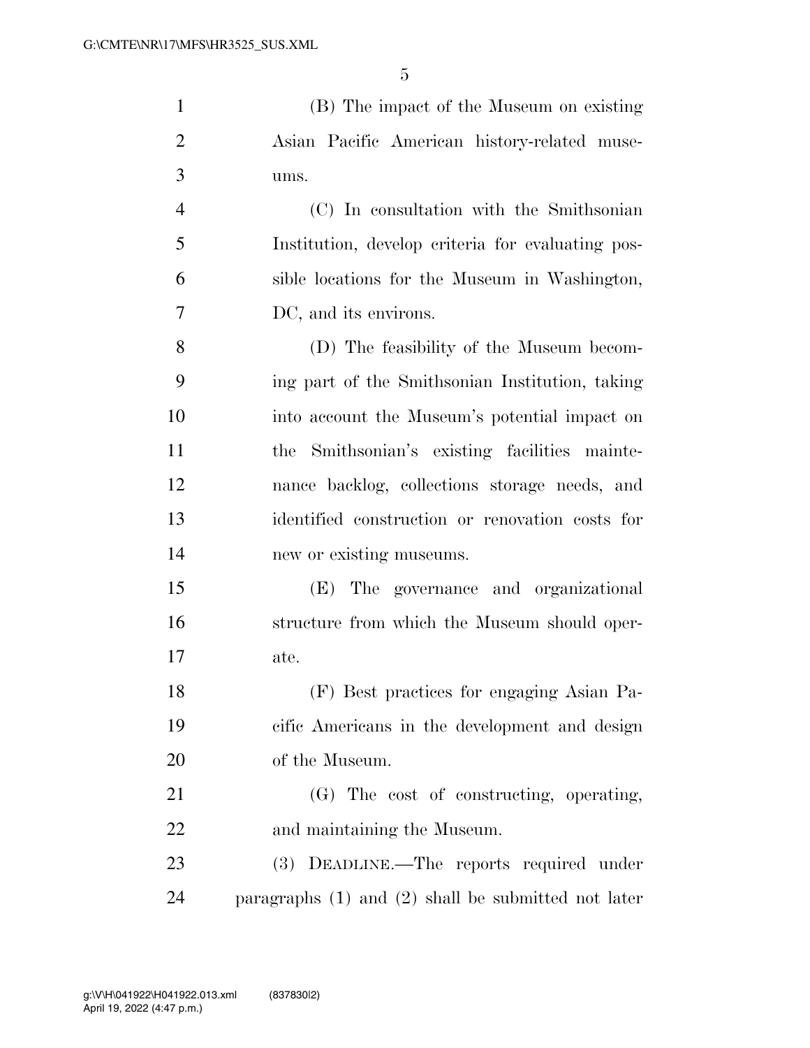(B) The impact of the Museum on existing Asian Pacific American history-related museums.

(C) In consultation with the Smithsonian Institution, develop criteria for evaluating possible locations for the Museum in Washington, DC, and its environs.

(D) The feasibility of the Museum becoming part of the Smithsonian Institution, taking into account the Museum's potential impact on the Smithsonian's existing facilities maintenance backlog, collections storage needs, and identified construction or renovation costs for new or existing museums.

(E) The governance and organizational structure from which the Museum should operate.

(F) Best practices for engaging Asian Pacific Americans in the development and design of the Museum.

(G) The cost of constructing, operating, and maintaining the Museum.

(3) DEADLINE.—The reports required under paragraphs (1) and (2) shall be submitted not later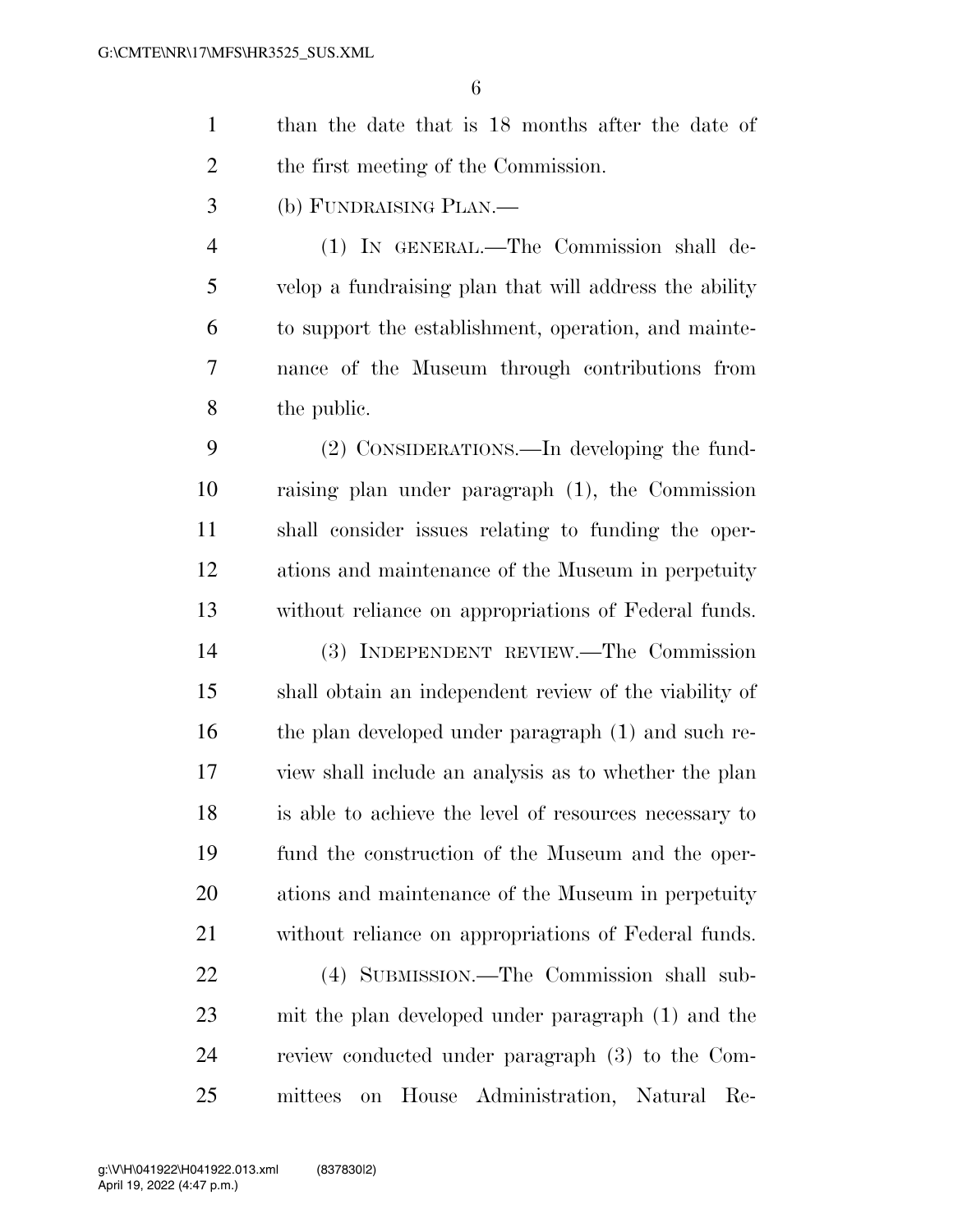than the date that is 18 months after the date of the first meeting of the Commission.

(b) FUNDRAISING PLAN.—

(1) IN GENERAL.—The Commission shall develop a fundraising plan that will address the ability to support the establishment, operation, and maintenance of the Museum through contributions from the public.

(2) CONSIDERATIONS.—In developing the fundraising plan under paragraph (1), the Commission shall consider issues relating to funding the operations and maintenance of the Museum in perpetuity without reliance on appropriations of Federal funds.

(3) INDEPENDENT REVIEW.—The Commission shall obtain an independent review of the viability of the plan developed under paragraph (1) and such review shall include an analysis as to whether the plan is able to achieve the level of resources necessary to fund the construction of the Museum and the operations and maintenance of the Museum in perpetuity without reliance on appropriations of Federal funds.

(4) SUBMISSION.—The Commission shall submit the plan developed under paragraph (1) and the review conducted under paragraph (3) to the Committees on House Administration, Natural Re-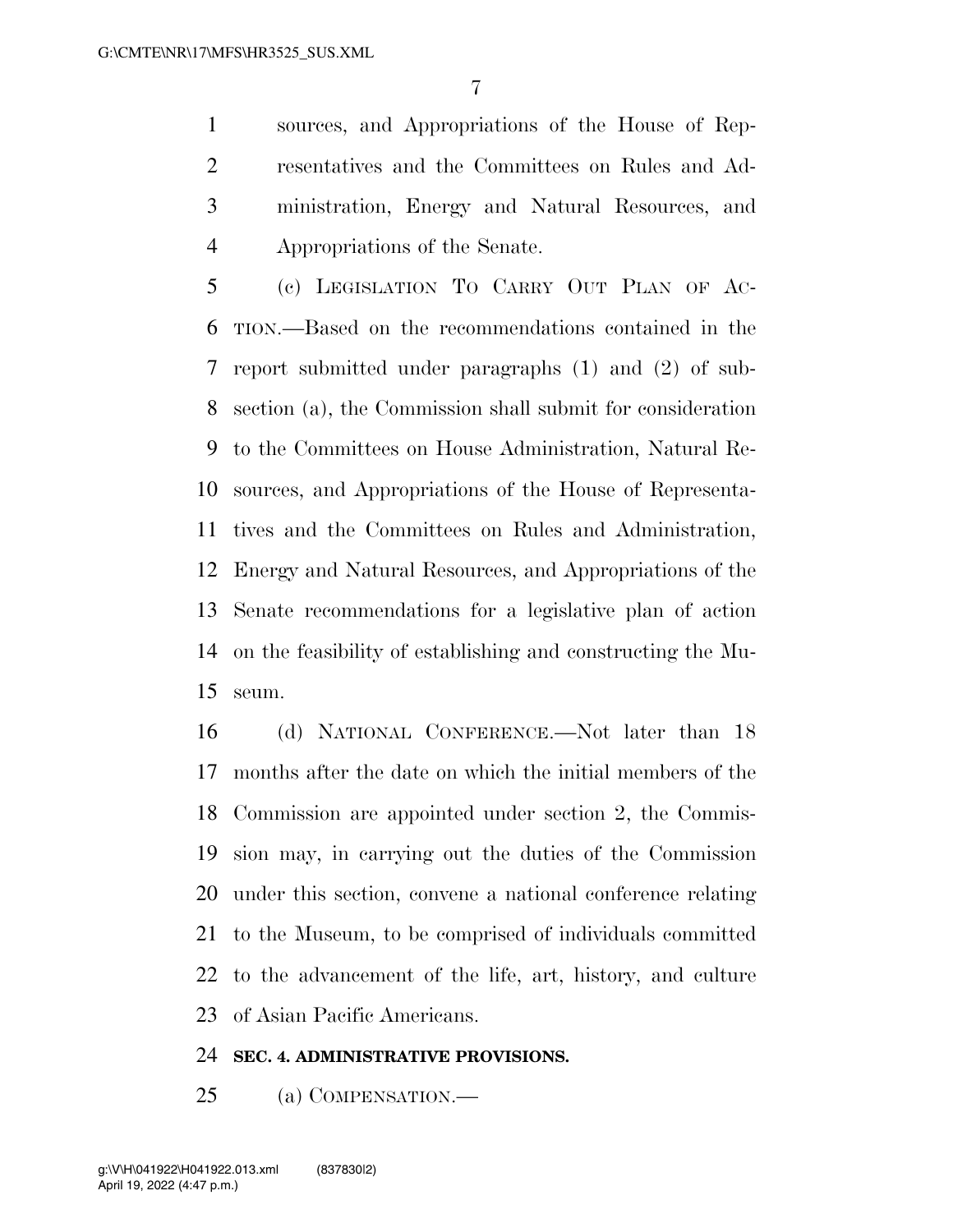sources, and Appropriations of the House of Representatives and the Committees on Rules and Administration, Energy and Natural Resources, and Appropriations of the Senate.

(c) LEGISLATION TO CARRY OUT PLAN OF ACTION.—Based on the recommendations contained in the report submitted under paragraphs (1) and (2) of subsection (a), the Commission shall submit for consideration to the Committees on House Administration, Natural Resources, and Appropriations of the House of Representatives and the Committees on Rules and Administration, Energy and Natural Resources, and Appropriations of the Senate recommendations for a legislative plan of action on the feasibility of establishing and constructing the Museum.

(d) NATIONAL CONFERENCE.—Not later than 18 months after the date on which the initial members of the Commission are appointed under section 2, the Commission may, in carrying out the duties of the Commission under this section, convene a national conference relating to the Museum, to be comprised of individuals committed to the advancement of the life, art, history, and culture of Asian Pacific Americans.

**SEC. 4. ADMINISTRATIVE PROVISIONS.**

(a) COMPENSATION.—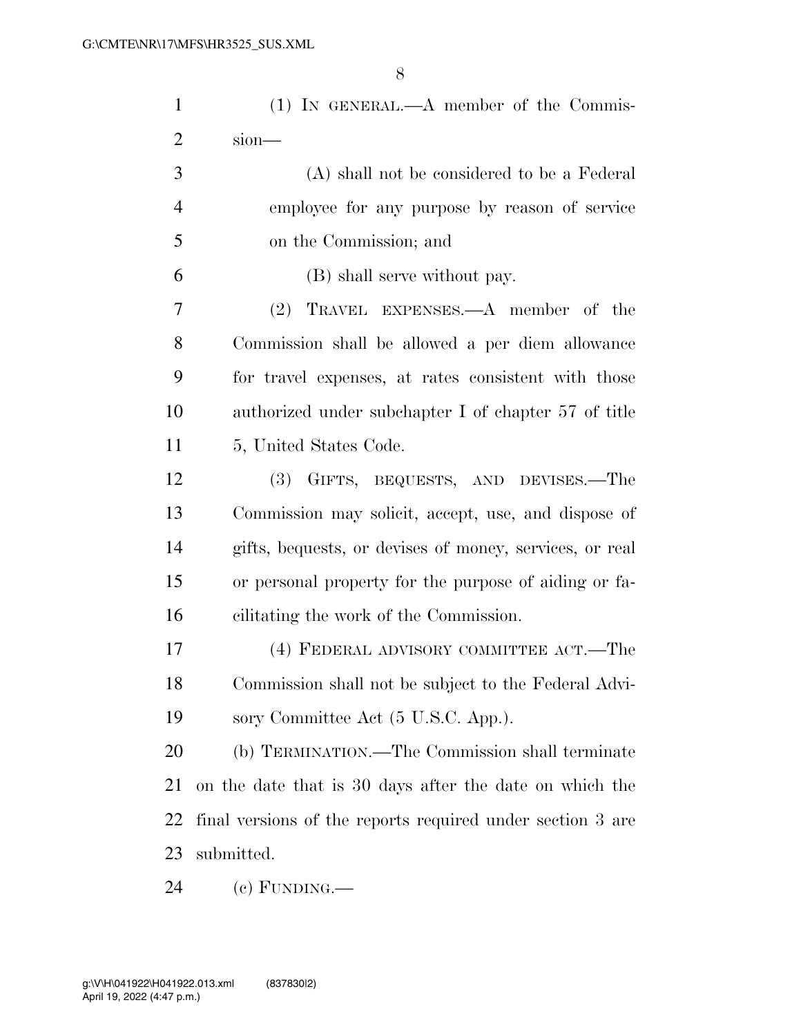(1) IN GENERAL.—A member of the Commission—

(A) shall not be considered to be a Federal employee for any purpose by reason of service on the Commission; and

(B) shall serve without pay.

(2) TRAVEL EXPENSES.—A member of the Commission shall be allowed a per diem allowance for travel expenses, at rates consistent with those authorized under subchapter I of chapter 57 of title 5, United States Code.

(3) GIFTS, BEQUESTS, AND DEVISES.—The Commission may solicit, accept, use, and dispose of gifts, bequests, or devises of money, services, or real or personal property for the purpose of aiding or facilitating the work of the Commission.

(4) FEDERAL ADVISORY COMMITTEE ACT.—The Commission shall not be subject to the Federal Advisory Committee Act (5 U.S.C. App.).

(b) TERMINATION.—The Commission shall terminate on the date that is 30 days after the date on which the final versions of the reports required under section 3 are submitted.

(c) FUNDING.—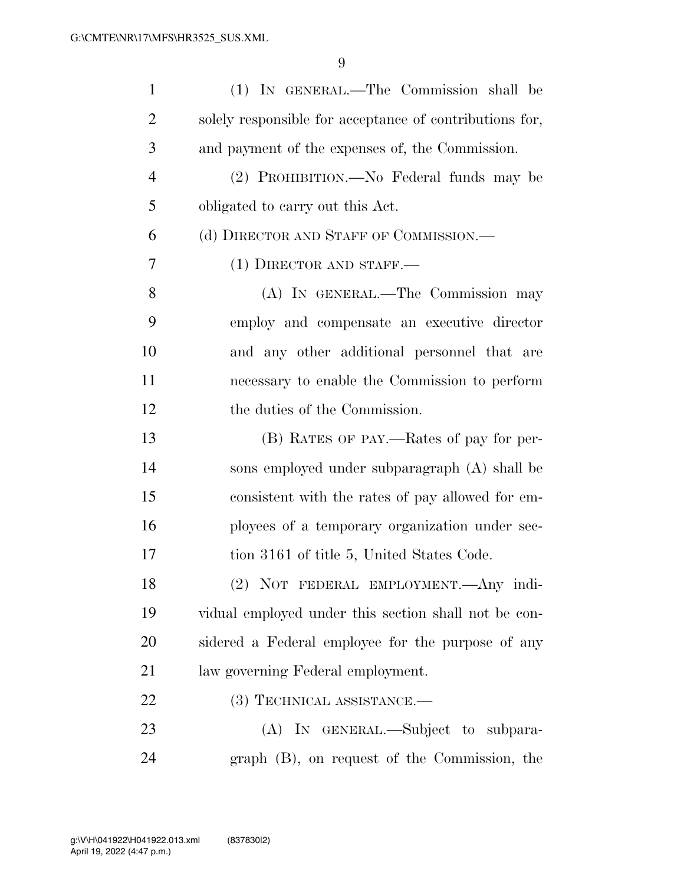(1) IN GENERAL.—The Commission shall be solely responsible for acceptance of contributions for, and payment of the expenses of, the Commission.

(2) PROHIBITION.—No Federal funds may be obligated to carry out this Act.

(d) DIRECTOR AND STAFF OF COMMISSION.—

(1) DIRECTOR AND STAFF.—

(A) IN GENERAL.—The Commission may employ and compensate an executive director and any other additional personnel that are necessary to enable the Commission to perform the duties of the Commission.

(B) RATES OF PAY.—Rates of pay for persons employed under subparagraph (A) shall be consistent with the rates of pay allowed for employees of a temporary organization under section 3161 of title 5, United States Code.

(2) NOT FEDERAL EMPLOYMENT.—Any individual employed under this section shall not be considered a Federal employee for the purpose of any law governing Federal employment.

(3) TECHNICAL ASSISTANCE.—

(A) IN GENERAL.—Subject to subparagraph (B), on request of the Commission, the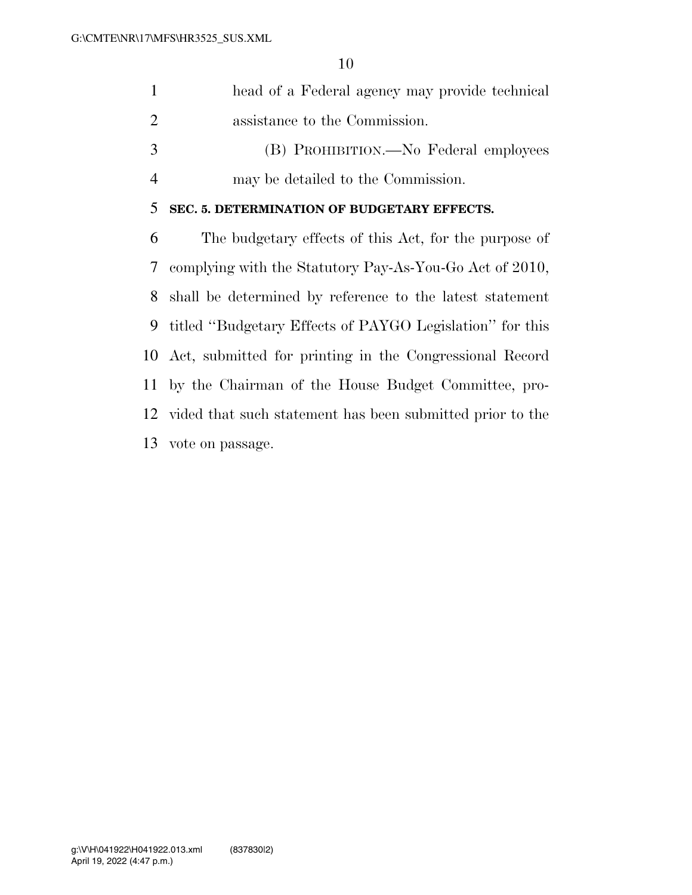head of a Federal agency may provide technical assistance to the Commission.

(B) PROHIBITION.—No Federal employees may be detailed to the Commission.

**SEC. 5. DETERMINATION OF BUDGETARY EFFECTS.**

The budgetary effects of this Act, for the purpose of complying with the Statutory Pay-As-You-Go Act of 2010, shall be determined by reference to the latest statement titled ''Budgetary Effects of PAYGO Legislation'' for this Act, submitted for printing in the Congressional Record by the Chairman of the House Budget Committee, provided that such statement has been submitted prior to the vote on passage.